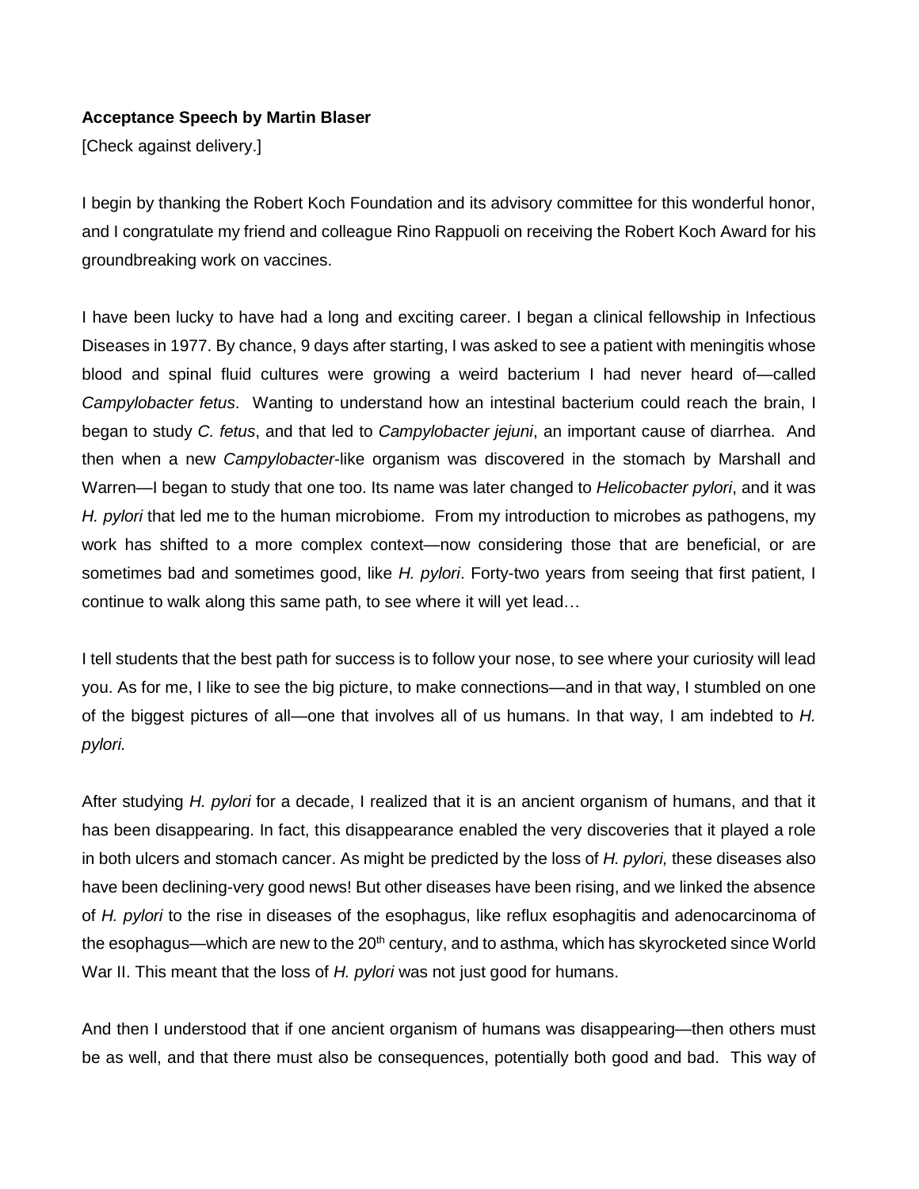**Acceptance Speech by Martin Blaser**

[Check against delivery.]

I begin by thanking the Robert Koch Foundation and its advisory committee for this wonderful honor, and I congratulate my friend and colleague Rino Rappuoli on receiving the Robert Koch Award for his groundbreaking work on vaccines.

I have been lucky to have had a long and exciting career. I began a clinical fellowship in Infectious Diseases in 1977. By chance, 9 days after starting, I was asked to see a patient with meningitis whose blood and spinal fluid cultures were growing a weird bacterium I had never heard of—called *Campylobacter fetus*. Wanting to understand how an intestinal bacterium could reach the brain, I began to study *C. fetus*, and that led to *Campylobacter jejuni*, an important cause of diarrhea. And then when a new *Campylobacter*-like organism was discovered in the stomach by Marshall and Warren—I began to study that one too. Its name was later changed to *Helicobacter pylori*, and it was *H. pylori* that led me to the human microbiome. From my introduction to microbes as pathogens, my work has shifted to a more complex context—now considering those that are beneficial, or are sometimes bad and sometimes good, like *H. pylori*. Forty-two years from seeing that first patient, I continue to walk along this same path, to see where it will yet lead…

I tell students that the best path for success is to follow your nose, to see where your curiosity will lead you. As for me, I like to see the big picture, to make connections—and in that way, I stumbled on one of the biggest pictures of all—one that involves all of us humans. In that way, I am indebted to *H. pylori.*

After studying *H. pylori* for a decade, I realized that it is an ancient organism of humans, and that it has been disappearing. In fact, this disappearance enabled the very discoveries that it played a role in both ulcers and stomach cancer. As might be predicted by the loss of *H. pylori,* these diseases also have been declining-very good news! But other diseases have been rising, and we linked the absence of *H. pylori* to the rise in diseases of the esophagus, like reflux esophagitis and adenocarcinoma of the esophagus—which are new to the 20th century, and to asthma, which has skyrocketed since World War II. This meant that the loss of *H. pylori* was not just good for humans.

And then I understood that if one ancient organism of humans was disappearing—then others must be as well, and that there must also be consequences, potentially both good and bad. This way of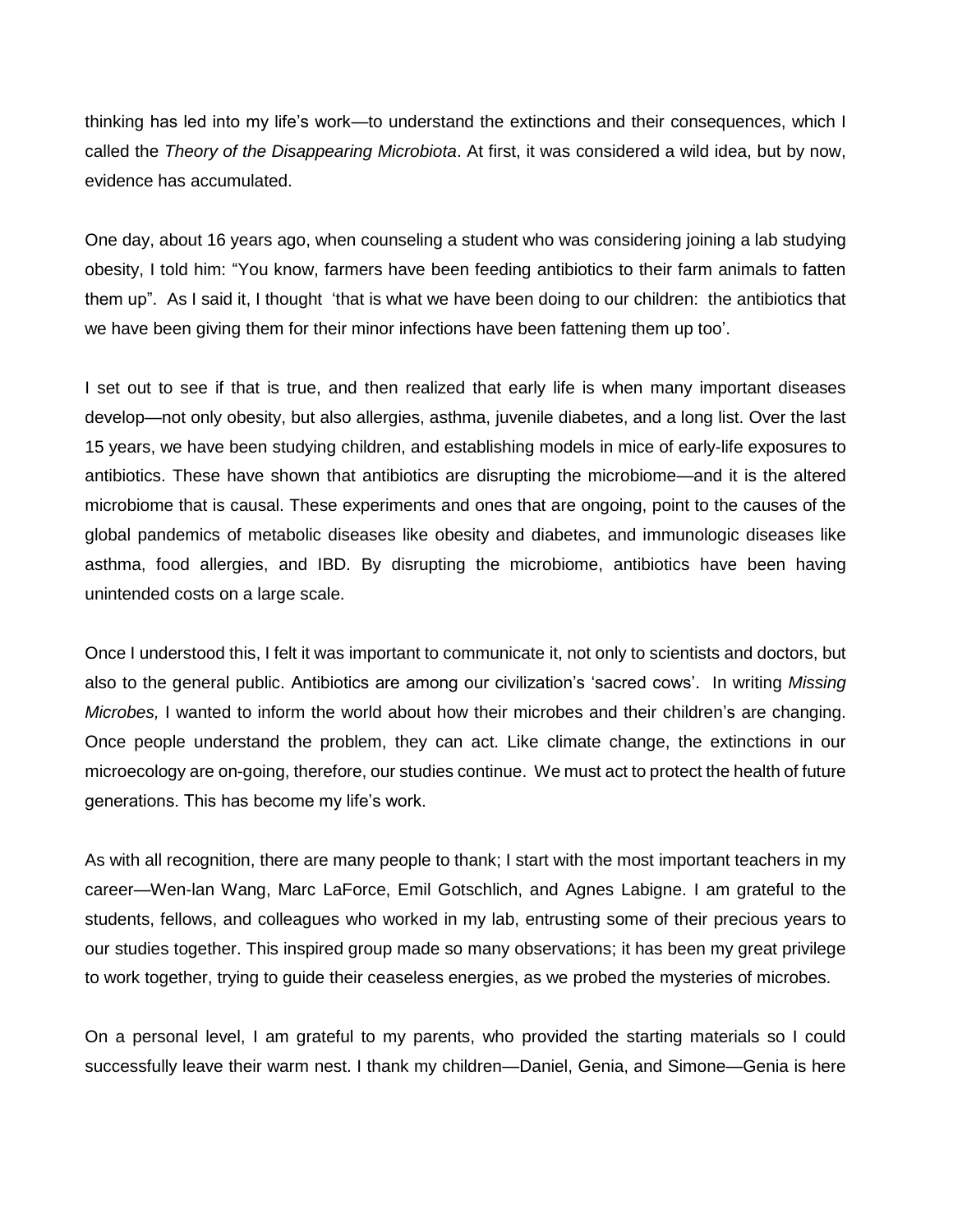thinking has led into my life's work—to understand the extinctions and their consequences, which I called the *Theory of the Disappearing Microbiota*. At first, it was considered a wild idea, but by now, evidence has accumulated.

One day, about 16 years ago, when counseling a student who was considering joining a lab studying obesity, I told him: "You know, farmers have been feeding antibiotics to their farm animals to fatten them up". As I said it, I thought 'that is what we have been doing to our children: the antibiotics that we have been giving them for their minor infections have been fattening them up too'.

I set out to see if that is true, and then realized that early life is when many important diseases develop—not only obesity, but also allergies, asthma, juvenile diabetes, and a long list. Over the last 15 years, we have been studying children, and establishing models in mice of early-life exposures to antibiotics. These have shown that antibiotics are disrupting the microbiome—and it is the altered microbiome that is causal. These experiments and ones that are ongoing, point to the causes of the global pandemics of metabolic diseases like obesity and diabetes, and immunologic diseases like asthma, food allergies, and IBD. By disrupting the microbiome, antibiotics have been having unintended costs on a large scale.

Once I understood this, I felt it was important to communicate it, not only to scientists and doctors, but also to the general public. Antibiotics are among our civilization's 'sacred cows'. In writing *Missing Microbes,* I wanted to inform the world about how their microbes and their children's are changing. Once people understand the problem, they can act. Like climate change, the extinctions in our microecology are on-going, therefore, our studies continue. We must act to protect the health of future generations. This has become my life's work.

As with all recognition, there are many people to thank; I start with the most important teachers in my career—Wen-lan Wang, Marc LaForce, Emil Gotschlich, and Agnes Labigne. I am grateful to the students, fellows, and colleagues who worked in my lab, entrusting some of their precious years to our studies together. This inspired group made so many observations; it has been my great privilege to work together, trying to guide their ceaseless energies, as we probed the mysteries of microbes.

On a personal level, I am grateful to my parents, who provided the starting materials so I could successfully leave their warm nest. I thank my children—Daniel, Genia, and Simone—Genia is here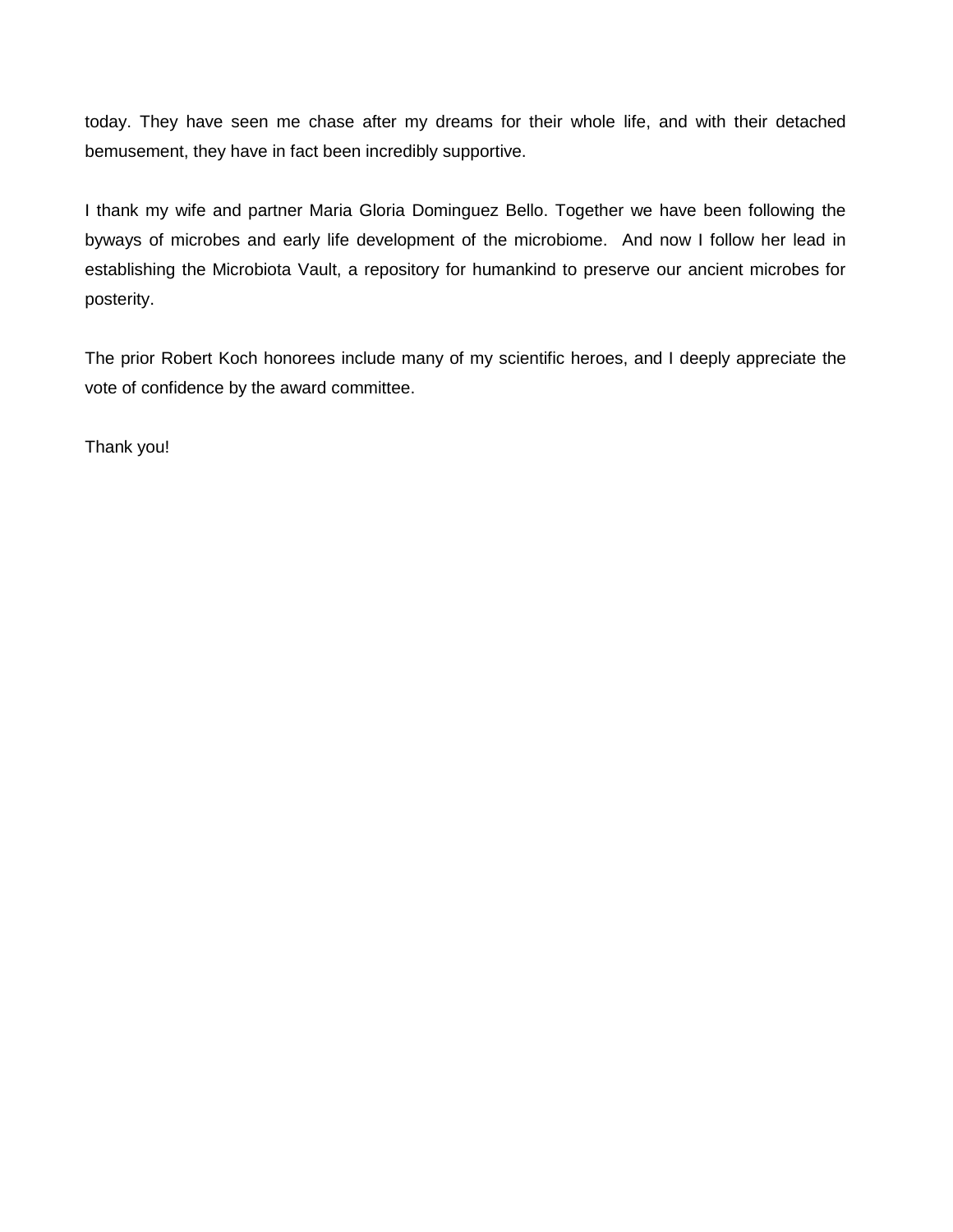today. They have seen me chase after my dreams for their whole life, and with their detached bemusement, they have in fact been incredibly supportive.

I thank my wife and partner Maria Gloria Dominguez Bello. Together we have been following the byways of microbes and early life development of the microbiome. And now I follow her lead in establishing the Microbiota Vault, a repository for humankind to preserve our ancient microbes for posterity.

The prior Robert Koch honorees include many of my scientific heroes, and I deeply appreciate the vote of confidence by the award committee.

Thank you!